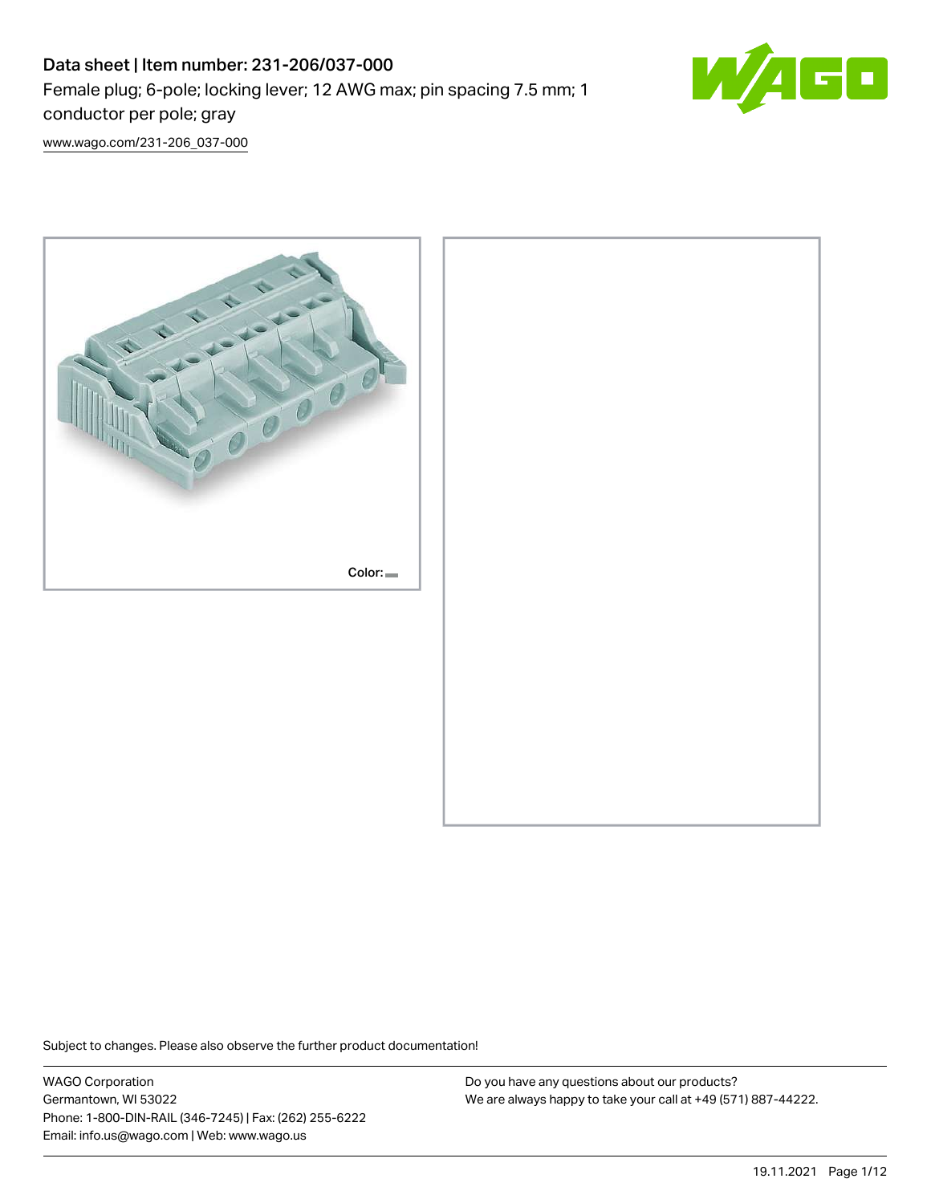# Data sheet | Item number: 231-206/037-000

Female plug; 6-pole; locking lever; 12 AWG max; pin spacing 7.5 mm; 1 conductor per pole; gray

www.wago.com/231-206_037-000

Color:

Subject to changes. Please also observe the further product documentation!

WAGO Corporation
Germantown, WI 53022
Phone: 1-800-DIN-RAIL (346-7245) | Fax: (262) 255-6222
Email: info.us@wago.com | Web: www.wago.us

Do you have any questions about our products?
We are always happy to take your call at +49 (571) 887-44222.

19.11.2021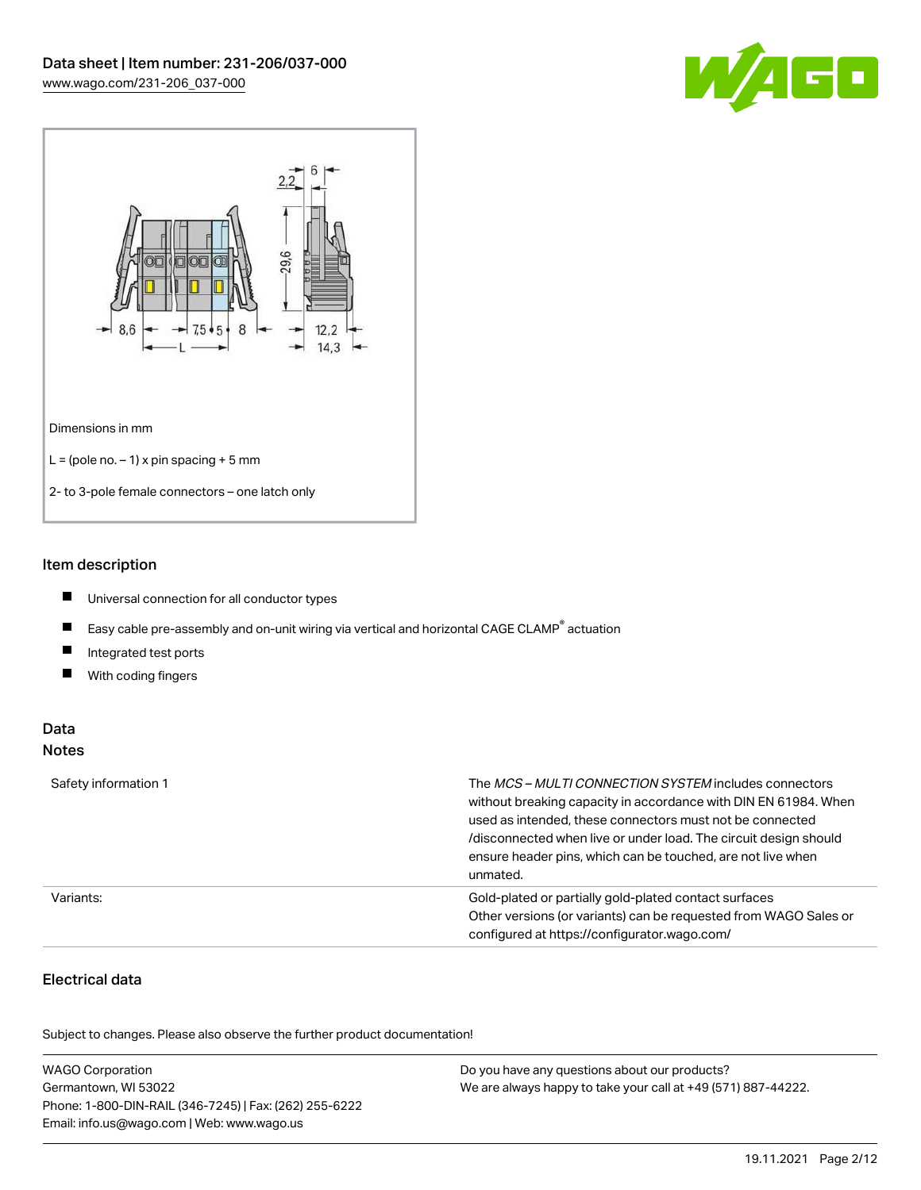Dimensions in mm

L = (pole no. – 1) x pin spacing + 5 mm

2- to 3-pole female connectors – one latch only

## Item description

- Universal connection for all conductor types
- Easy cable pre-assembly and on-unit wiring via vertical and horizontal CAGE CLAMP® actuation
- Integrated test ports
- With coding fingers

## Data

### Notes

| | |
|---|---|
| Safety information 1 | The *MCS – MULTI CONNECTION SYSTEM* includes connectors without breaking capacity in accordance with DIN EN 61984. When used as intended, these connectors must not be connected /disconnected when live or under load. The circuit design should ensure header pins, which can be touched, are not live when unmated. |
| Variants: | Gold-plated or partially gold-plated contact surfaces<br>Other versions (or variants) can be requested from WAGO Sales or configured at https://configurator.wago.com/ |

### Electrical data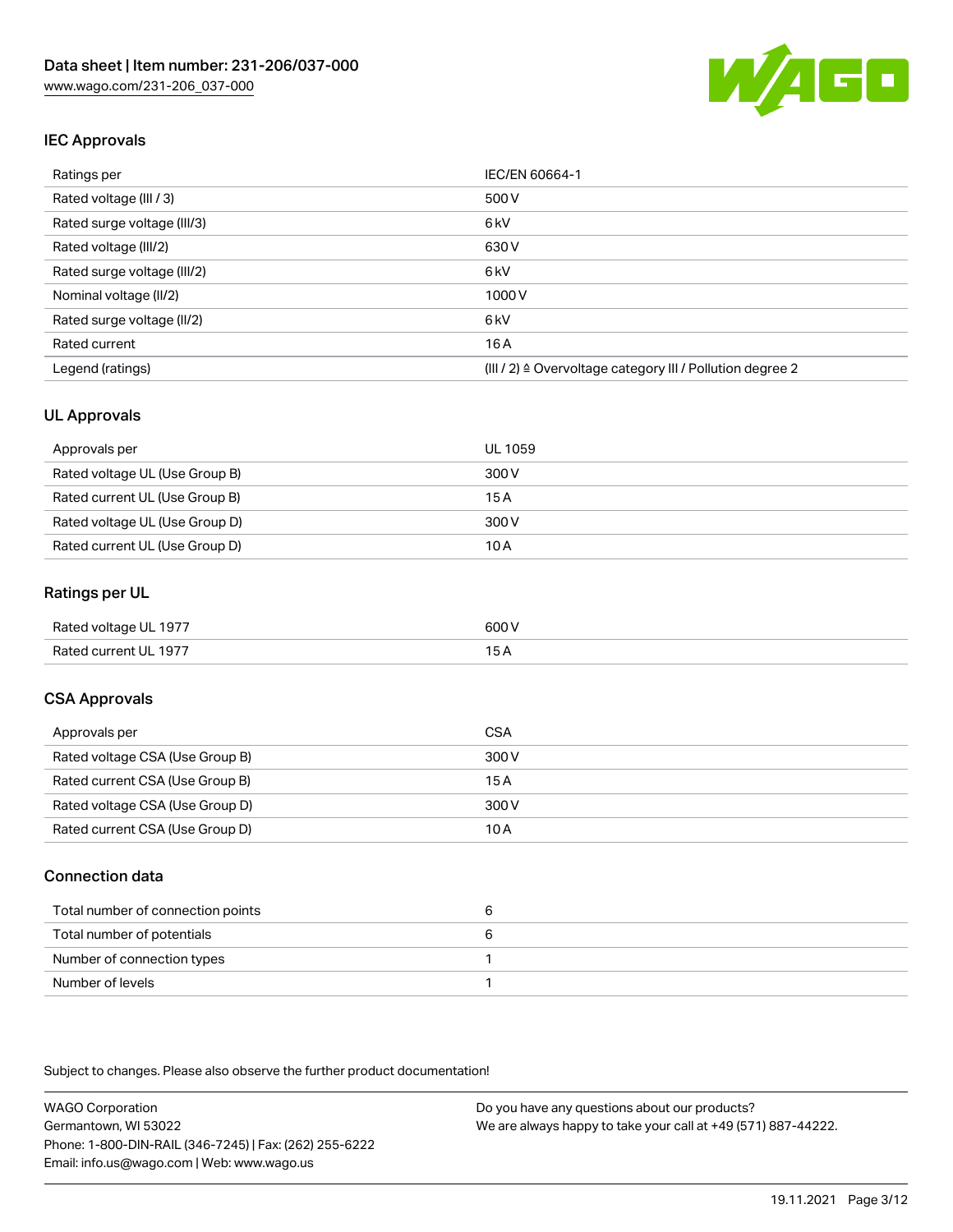## IEC Approvals

| Ratings per | IEC/EN 60664-1 |
| --- | --- |
| Rated voltage (III / 3) | 500 V |
| Rated surge voltage (III/3) | 6 kV |
| Rated voltage (III/2) | 630 V |
| Rated surge voltage (III/2) | 6 kV |
| Nominal voltage (II/2) | 1000 V |
| Rated surge voltage (II/2) | 6 kV |
| Rated current | 16 A |
| Legend (ratings) | (III / 2) ≙ Overvoltage category III / Pollution degree 2 |

## UL Approvals

| Approvals per | UL 1059 |
| --- | --- |
| Rated voltage UL (Use Group B) | 300 V |
| Rated current UL (Use Group B) | 15 A |
| Rated voltage UL (Use Group D) | 300 V |
| Rated current UL (Use Group D) | 10 A |

## Ratings per UL

| Rated voltage UL 1977 | 600 V |
| --- | --- |
| Rated current UL 1977 | 15 A |

## CSA Approvals

| Approvals per | CSA |
| --- | --- |
| Rated voltage CSA (Use Group B) | 300 V |
| Rated current CSA (Use Group B) | 15 A |
| Rated voltage CSA (Use Group D) | 300 V |
| Rated current CSA (Use Group D) | 10 A |

## Connection data

| Total number of connection points | 6 |
| --- | --- |
| Total number of potentials | 6 |
| Number of connection types | 1 |
| Number of levels | 1 |

Subject to changes. Please also observe the further product documentation!

WAGO Corporation
Germantown, WI 53022
Phone: 1-800-DIN-RAIL (346-7245) | Fax: (262) 255-6222
Email: info.us@wago.com | Web: www.wago.us

Do you have any questions about our products?
We are always happy to take your call at +49 (571) 887-44222.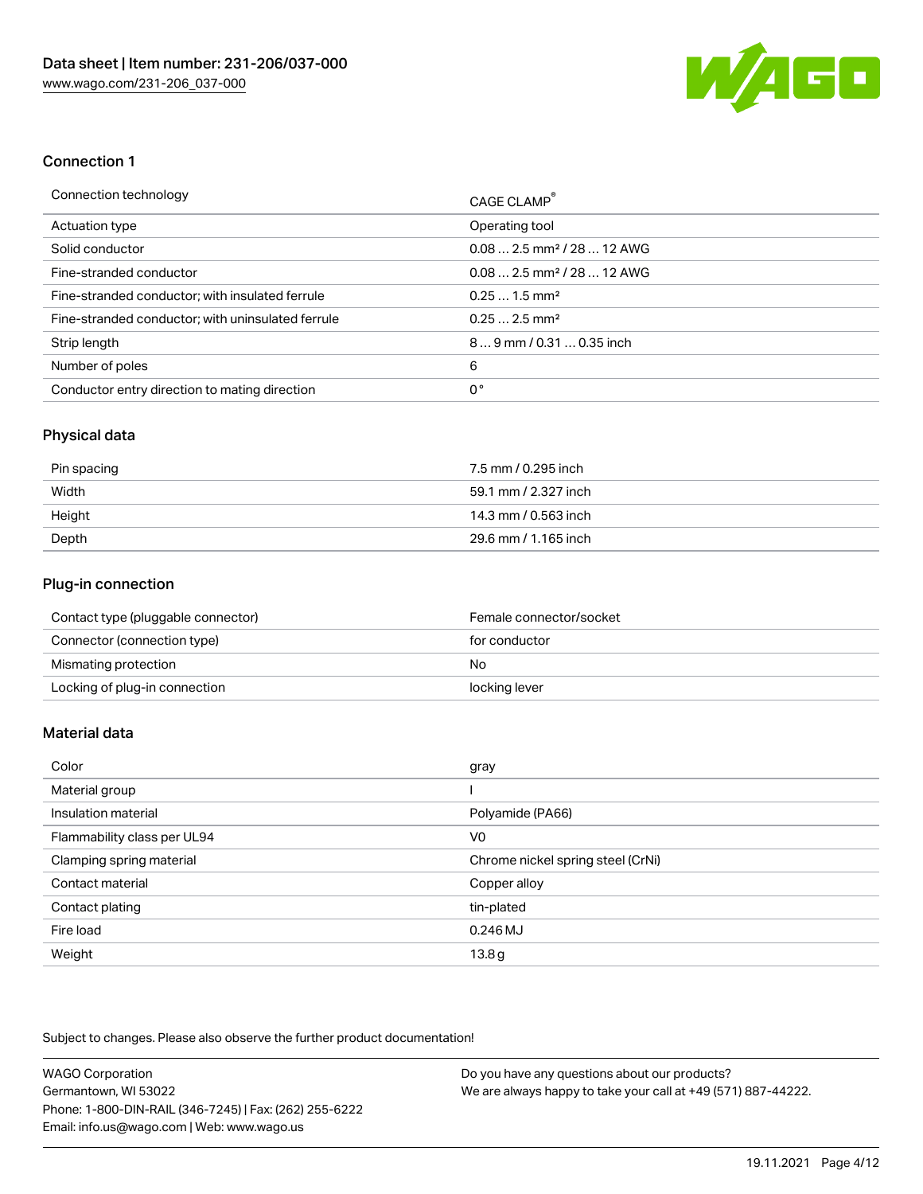## Connection 1

| Connection technology | CAGE CLAMP® |
| --- | --- |
| Actuation type | Operating tool |
| Solid conductor | 0.08 … 2.5 mm² / 28 … 12 AWG |
| Fine-stranded conductor | 0.08 … 2.5 mm² / 28 … 12 AWG |
| Fine-stranded conductor; with insulated ferrule | 0.25 … 1.5 mm² |
| Fine-stranded conductor; with uninsulated ferrule | 0.25 … 2.5 mm² |
| Strip length | 8 … 9 mm / 0.31 … 0.35 inch |
| Number of poles | 6 |
| Conductor entry direction to mating direction | 0° |

## Physical data

| | |
| --- | --- |
| Pin spacing | 7.5 mm / 0.295 inch |
| Width | 59.1 mm / 2.327 inch |
| Height | 14.3 mm / 0.563 inch |
| Depth | 29.6 mm / 1.165 inch |

## Plug-in connection

| | |
| --- | --- |
| Contact type (pluggable connector) | Female connector/socket |
| Connector (connection type) | for conductor |
| Mismating protection | No |
| Locking of plug-in connection | locking lever |

## Material data

| | |
| --- | --- |
| Color | gray |
| Material group | I |
| Insulation material | Polyamide (PA66) |
| Flammability class per UL94 | V0 |
| Clamping spring material | Chrome nickel spring steel (CrNi) |
| Contact material | Copper alloy |
| Contact plating | tin-plated |
| Fire load | 0.246 MJ |
| Weight | 13.8 g |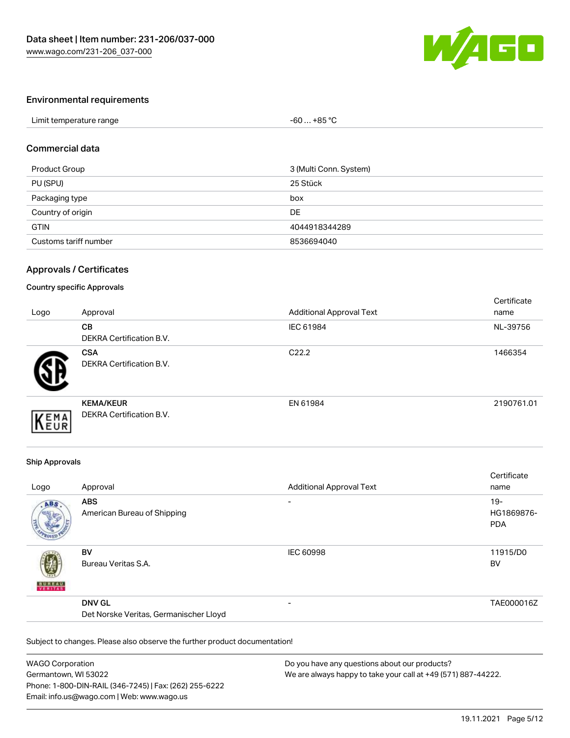## Environmental requirements

| | |
|---|---|
| Limit temperature range | -60 … +85 °C |

## Commercial data

| | |
|---|---|
| Product Group | 3 (Multi Conn. System) |
| PU (SPU) | 25 Stück |
| Packaging type | box |
| Country of origin | DE |
| GTIN | 4044918344289 |
| Customs tariff number | 8536694040 |

## Approvals / Certificates

### Country specific Approvals

| Logo | Approval | Additional Approval Text | Certificate name |
|---|---|---|---|
| | **CB** DEKRA Certification B.V. | IEC 61984 | NL-39756 |
| | **CSA** DEKRA Certification B.V. | C22.2 | 1466354 |
| | **KEMA/KEUR** DEKRA Certification B.V. | EN 61984 | 2190761.01 |

### Ship Approvals

| Logo | Approval | Additional Approval Text | Certificate name |
|---|---|---|---|
| | **ABS** American Bureau of Shipping | - | 19-HG1869876-PDA |
| | **BV** Bureau Veritas S.A. | IEC 60998 | 11915/D0 BV |
| | **DNV GL** Det Norske Veritas, Germanischer Lloyd | - | TAE000016Z |

Subject to changes. Please also observe the further product documentation!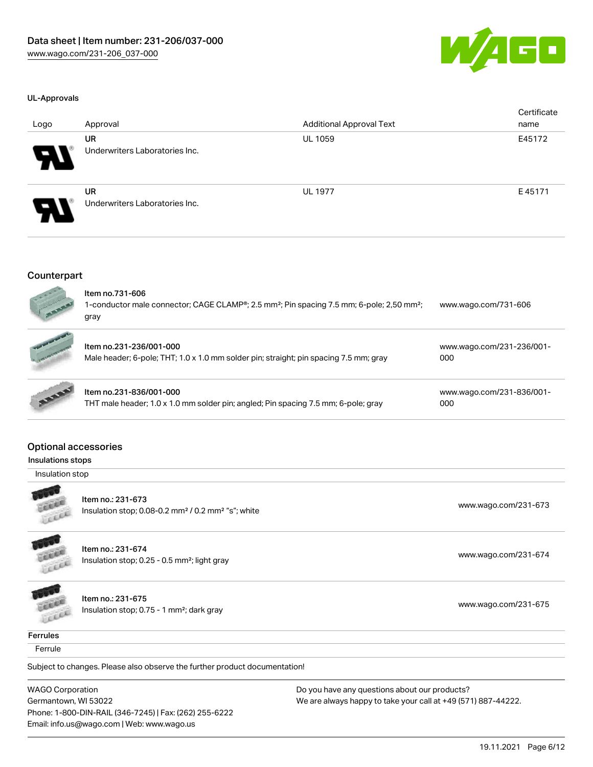#### UL-Approvals

| Logo | Approval | Additional Approval Text | Certificate name |
| --- | --- | --- | --- |
| | **UR**<br>Underwriters Laboratories Inc. | UL 1059 | E45172 |
| | **UR**<br>Underwriters Laboratories Inc. | UL 1977 | E 45171 |

## Counterpart

| | | |
| --- | --- | --- |
| | Item no.731-606<br>1-conductor male connector; CAGE CLAMP®; 2.5 mm²; Pin spacing 7.5 mm; 6-pole; 2,50 mm²; gray | www.wago.com/731-606 |
| | Item no.231-236/001-000<br>Male header; 6-pole; THT; 1.0 x 1.0 mm solder pin; straight; pin spacing 7.5 mm; gray | www.wago.com/231-236/001-000 |
| | Item no.231-836/001-000<br>THT male header; 1.0 x 1.0 mm solder pin; angled; Pin spacing 7.5 mm; 6-pole; gray | www.wago.com/231-836/001-000 |

## Optional accessories

#### Insulations stops

Insulation stop

| | | |
| --- | --- | --- |
| | Item no.: 231-673<br>Insulation stop; 0.08-0.2 mm² / 0.2 mm² "s"; white | www.wago.com/231-673 |
| | Item no.: 231-674<br>Insulation stop; 0.25 - 0.5 mm²; light gray | www.wago.com/231-674 |
| | Item no.: 231-675<br>Insulation stop; 0.75 - 1 mm²; dark gray | www.wago.com/231-675 |

#### Ferrules

Ferrule

Subject to changes. Please also observe the further product documentation!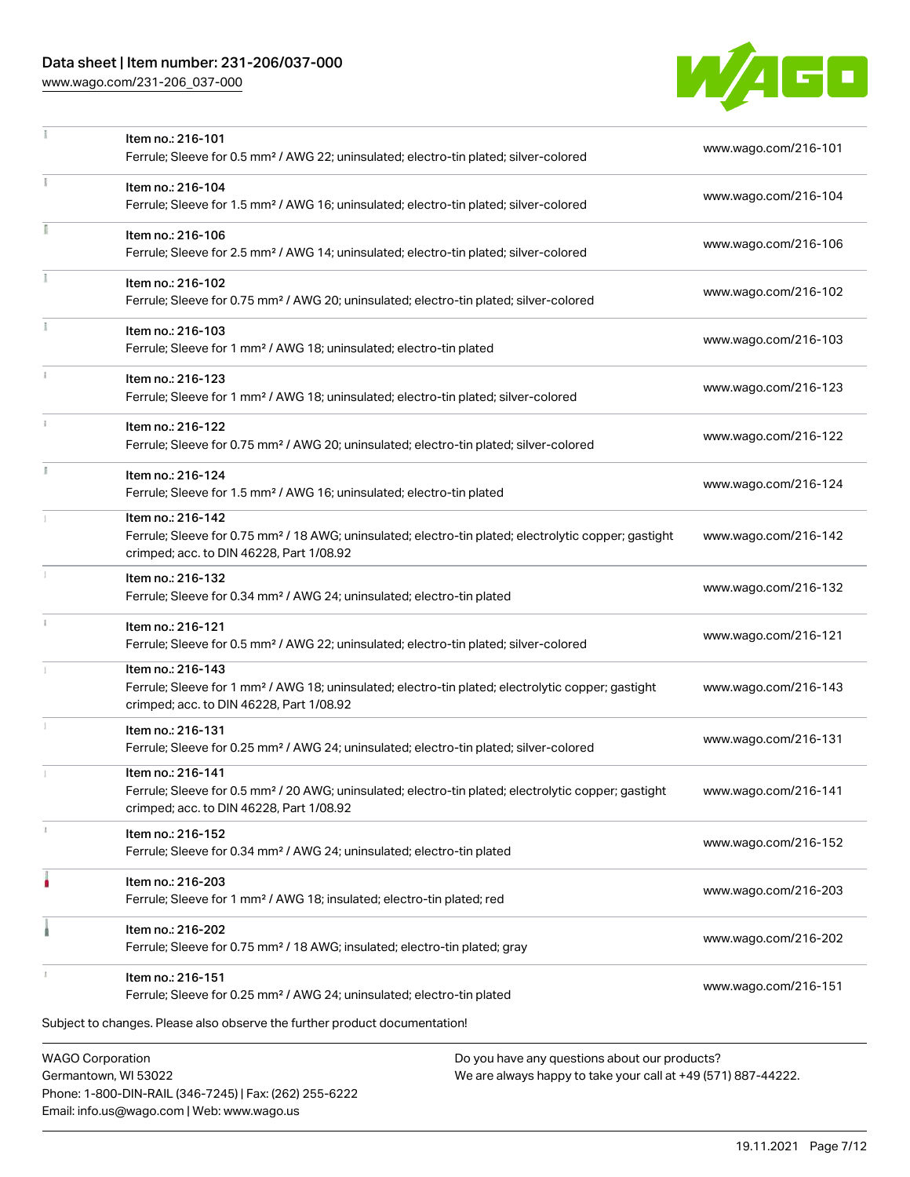| Item | Link |
| --- | --- |
| Item no.: 216-101<br>Ferrule; Sleeve for 0.5 mm² / AWG 22; uninsulated; electro-tin plated; silver-colored | www.wago.com/216-101 |
| Item no.: 216-104<br>Ferrule; Sleeve for 1.5 mm² / AWG 16; uninsulated; electro-tin plated; silver-colored | www.wago.com/216-104 |
| Item no.: 216-106<br>Ferrule; Sleeve for 2.5 mm² / AWG 14; uninsulated; electro-tin plated; silver-colored | www.wago.com/216-106 |
| Item no.: 216-102<br>Ferrule; Sleeve for 0.75 mm² / AWG 20; uninsulated; electro-tin plated; silver-colored | www.wago.com/216-102 |
| Item no.: 216-103<br>Ferrule; Sleeve for 1 mm² / AWG 18; uninsulated; electro-tin plated | www.wago.com/216-103 |
| Item no.: 216-123<br>Ferrule; Sleeve for 1 mm² / AWG 18; uninsulated; electro-tin plated; silver-colored | www.wago.com/216-123 |
| Item no.: 216-122<br>Ferrule; Sleeve for 0.75 mm² / AWG 20; uninsulated; electro-tin plated; silver-colored | www.wago.com/216-122 |
| Item no.: 216-124<br>Ferrule; Sleeve for 1.5 mm² / AWG 16; uninsulated; electro-tin plated | www.wago.com/216-124 |
| Item no.: 216-142<br>Ferrule; Sleeve for 0.75 mm² / 18 AWG; uninsulated; electro-tin plated; electrolytic copper; gastight crimped; acc. to DIN 46228, Part 1/08.92 | www.wago.com/216-142 |
| Item no.: 216-132<br>Ferrule; Sleeve for 0.34 mm² / AWG 24; uninsulated; electro-tin plated | www.wago.com/216-132 |
| Item no.: 216-121<br>Ferrule; Sleeve for 0.5 mm² / AWG 22; uninsulated; electro-tin plated; silver-colored | www.wago.com/216-121 |
| Item no.: 216-143<br>Ferrule; Sleeve for 1 mm² / AWG 18; uninsulated; electro-tin plated; electrolytic copper; gastight crimped; acc. to DIN 46228, Part 1/08.92 | www.wago.com/216-143 |
| Item no.: 216-131<br>Ferrule; Sleeve for 0.25 mm² / AWG 24; uninsulated; electro-tin plated; silver-colored | www.wago.com/216-131 |
| Item no.: 216-141<br>Ferrule; Sleeve for 0.5 mm² / 20 AWG; uninsulated; electro-tin plated; electrolytic copper; gastight crimped; acc. to DIN 46228, Part 1/08.92 | www.wago.com/216-141 |
| Item no.: 216-152<br>Ferrule; Sleeve for 0.34 mm² / AWG 24; uninsulated; electro-tin plated | www.wago.com/216-152 |
| Item no.: 216-203<br>Ferrule; Sleeve for 1 mm² / AWG 18; insulated; electro-tin plated; red | www.wago.com/216-203 |
| Item no.: 216-202<br>Ferrule; Sleeve for 0.75 mm² / 18 AWG; insulated; electro-tin plated; gray | www.wago.com/216-202 |
| Item no.: 216-151<br>Ferrule; Sleeve for 0.25 mm² / AWG 24; uninsulated; electro-tin plated | www.wago.com/216-151 |

Subject to changes. Please also observe the further product documentation!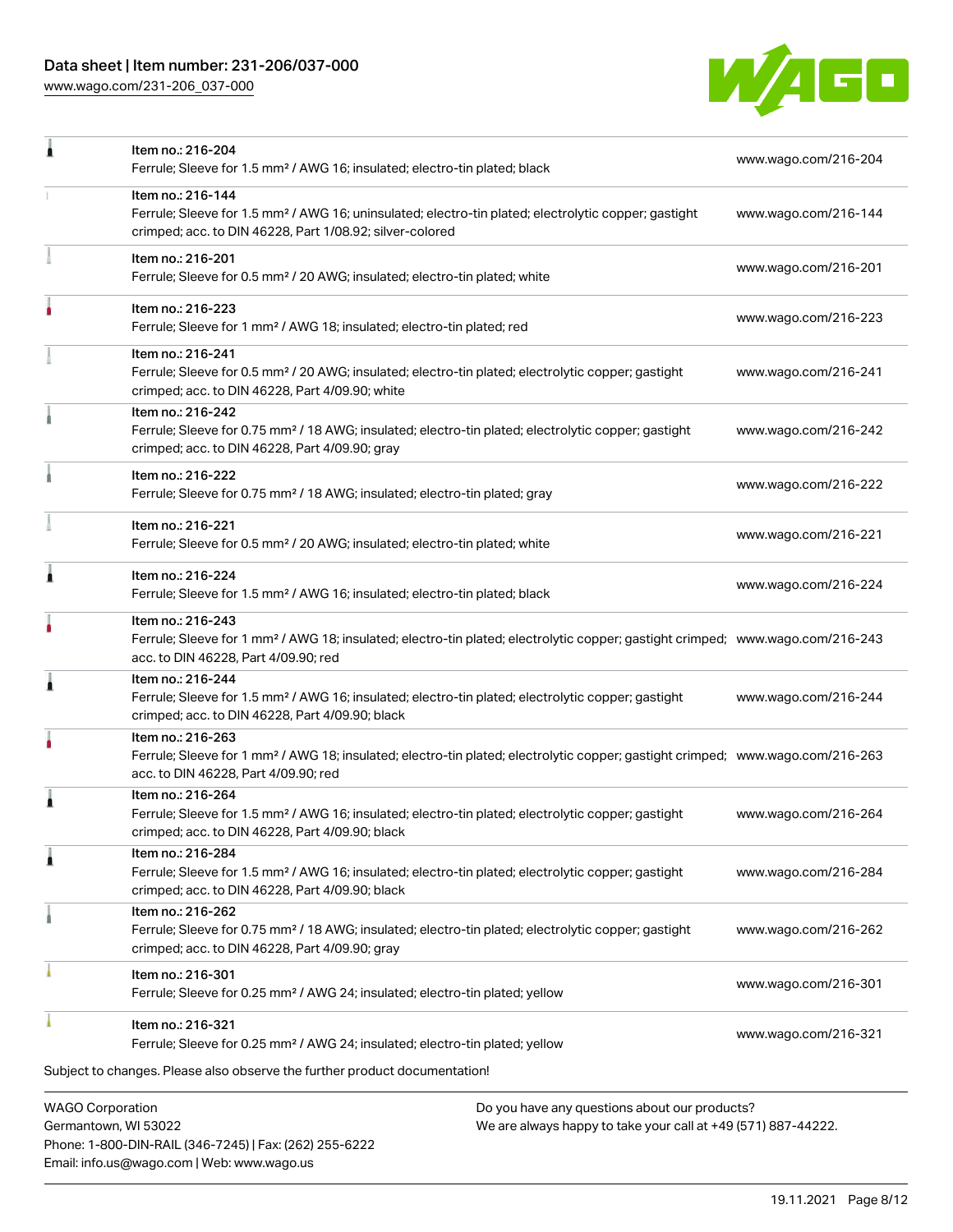| | | |
|---|---|---|
| | Item no.: 216-204<br>Ferrule; Sleeve for 1.5 mm² / AWG 16; insulated; electro-tin plated; black | www.wago.com/216-204 |
| | Item no.: 216-144<br>Ferrule; Sleeve for 1.5 mm² / AWG 16; uninsulated; electro-tin plated; electrolytic copper; gastight crimped; acc. to DIN 46228, Part 1/08.92; silver-colored | www.wago.com/216-144 |
| | Item no.: 216-201<br>Ferrule; Sleeve for 0.5 mm² / 20 AWG; insulated; electro-tin plated; white | www.wago.com/216-201 |
| | Item no.: 216-223<br>Ferrule; Sleeve for 1 mm² / AWG 18; insulated; electro-tin plated; red | www.wago.com/216-223 |
| | Item no.: 216-241<br>Ferrule; Sleeve for 0.5 mm² / 20 AWG; insulated; electro-tin plated; electrolytic copper; gastight crimped; acc. to DIN 46228, Part 4/09.90; white | www.wago.com/216-241 |
| | Item no.: 216-242<br>Ferrule; Sleeve for 0.75 mm² / 18 AWG; insulated; electro-tin plated; electrolytic copper; gastight crimped; acc. to DIN 46228, Part 4/09.90; gray | www.wago.com/216-242 |
| | Item no.: 216-222<br>Ferrule; Sleeve for 0.75 mm² / 18 AWG; insulated; electro-tin plated; gray | www.wago.com/216-222 |
| | Item no.: 216-221<br>Ferrule; Sleeve for 0.5 mm² / 20 AWG; insulated; electro-tin plated; white | www.wago.com/216-221 |
| | Item no.: 216-224<br>Ferrule; Sleeve for 1.5 mm² / AWG 16; insulated; electro-tin plated; black | www.wago.com/216-224 |
| | Item no.: 216-243<br>Ferrule; Sleeve for 1 mm² / AWG 18; insulated; electro-tin plated; electrolytic copper; gastight crimped; acc. to DIN 46228, Part 4/09.90; red | www.wago.com/216-243 |
| | Item no.: 216-244<br>Ferrule; Sleeve for 1.5 mm² / AWG 16; insulated; electro-tin plated; electrolytic copper; gastight crimped; acc. to DIN 46228, Part 4/09.90; black | www.wago.com/216-244 |
| | Item no.: 216-263<br>Ferrule; Sleeve for 1 mm² / AWG 18; insulated; electro-tin plated; electrolytic copper; gastight crimped; acc. to DIN 46228, Part 4/09.90; red | www.wago.com/216-263 |
| | Item no.: 216-264<br>Ferrule; Sleeve for 1.5 mm² / AWG 16; insulated; electro-tin plated; electrolytic copper; gastight crimped; acc. to DIN 46228, Part 4/09.90; black | www.wago.com/216-264 |
| | Item no.: 216-284<br>Ferrule; Sleeve for 1.5 mm² / AWG 16; insulated; electro-tin plated; electrolytic copper; gastight crimped; acc. to DIN 46228, Part 4/09.90; black | www.wago.com/216-284 |
| | Item no.: 216-262<br>Ferrule; Sleeve for 0.75 mm² / 18 AWG; insulated; electro-tin plated; electrolytic copper; gastight crimped; acc. to DIN 46228, Part 4/09.90; gray | www.wago.com/216-262 |
| | Item no.: 216-301<br>Ferrule; Sleeve for 0.25 mm² / AWG 24; insulated; electro-tin plated; yellow | www.wago.com/216-301 |
| | Item no.: 216-321<br>Ferrule; Sleeve for 0.25 mm² / AWG 24; insulated; electro-tin plated; yellow | www.wago.com/216-321 |

Subject to changes. Please also observe the further product documentation!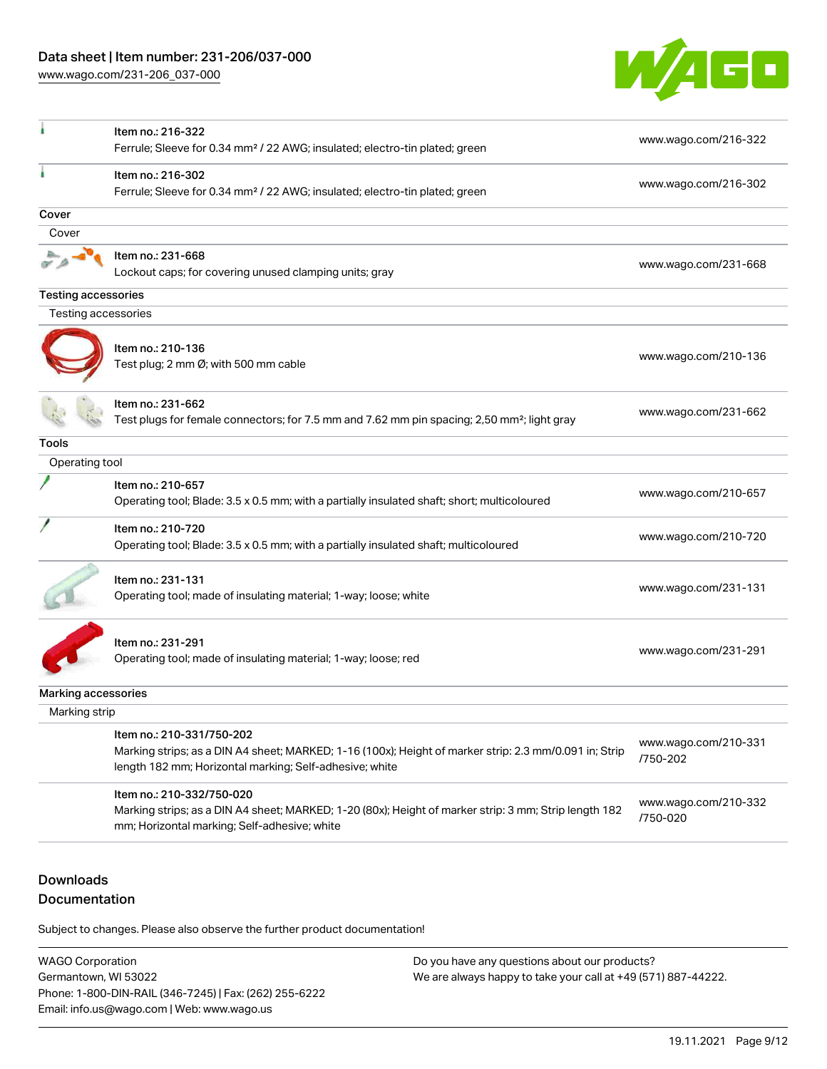| | | |
|---|---|---|
| | Item no.: 216-322<br>Ferrule; Sleeve for 0.34 mm² / 22 AWG; insulated; electro-tin plated; green | www.wago.com/216-322 |
| | Item no.: 216-302<br>Ferrule; Sleeve for 0.34 mm² / 22 AWG; insulated; electro-tin plated; green | www.wago.com/216-302 |

**Cover**

Cover

| | | |
|---|---|---|
| | Item no.: 231-668<br>Lockout caps; for covering unused clamping units; gray | www.wago.com/231-668 |

**Testing accessories**

Testing accessories

| | | |
|---|---|---|
| | Item no.: 210-136<br>Test plug; 2 mm Ø; with 500 mm cable | www.wago.com/210-136 |
| | Item no.: 231-662<br>Test plugs for female connectors; for 7.5 mm and 7.62 mm pin spacing; 2,50 mm²; light gray | www.wago.com/231-662 |

**Tools**

Operating tool

| | | |
|---|---|---|
| | Item no.: 210-657<br>Operating tool; Blade: 3.5 x 0.5 mm; with a partially insulated shaft; short; multicoloured | www.wago.com/210-657 |
| | Item no.: 210-720<br>Operating tool; Blade: 3.5 x 0.5 mm; with a partially insulated shaft; multicoloured | www.wago.com/210-720 |
| | Item no.: 231-131<br>Operating tool; made of insulating material; 1-way; loose; white | www.wago.com/231-131 |
| | Item no.: 231-291<br>Operating tool; made of insulating material; 1-way; loose; red | www.wago.com/231-291 |

**Marking accessories**

Marking strip

| | | |
|---|---|---|
| | Item no.: 210-331/750-202<br>Marking strips; as a DIN A4 sheet; MARKED; 1-16 (100x); Height of marker strip: 2.3 mm/0.091 in; Strip length 182 mm; Horizontal marking; Self-adhesive; white | www.wago.com/210-331/750-202 |
| | Item no.: 210-332/750-020<br>Marking strips; as a DIN A4 sheet; MARKED; 1-20 (80x); Height of marker strip: 3 mm; Strip length 182 mm; Horizontal marking; Self-adhesive; white | www.wago.com/210-332/750-020 |

## Downloads

## Documentation

Subject to changes. Please also observe the further product documentation!

WAGO Corporation
Germantown, WI 53022
Phone: 1-800-DIN-RAIL (346-7245) | Fax: (262) 255-6222
Email: info.us@wago.com | Web: www.wago.us

Do you have any questions about our products?
We are always happy to take your call at +49 (571) 887-44222.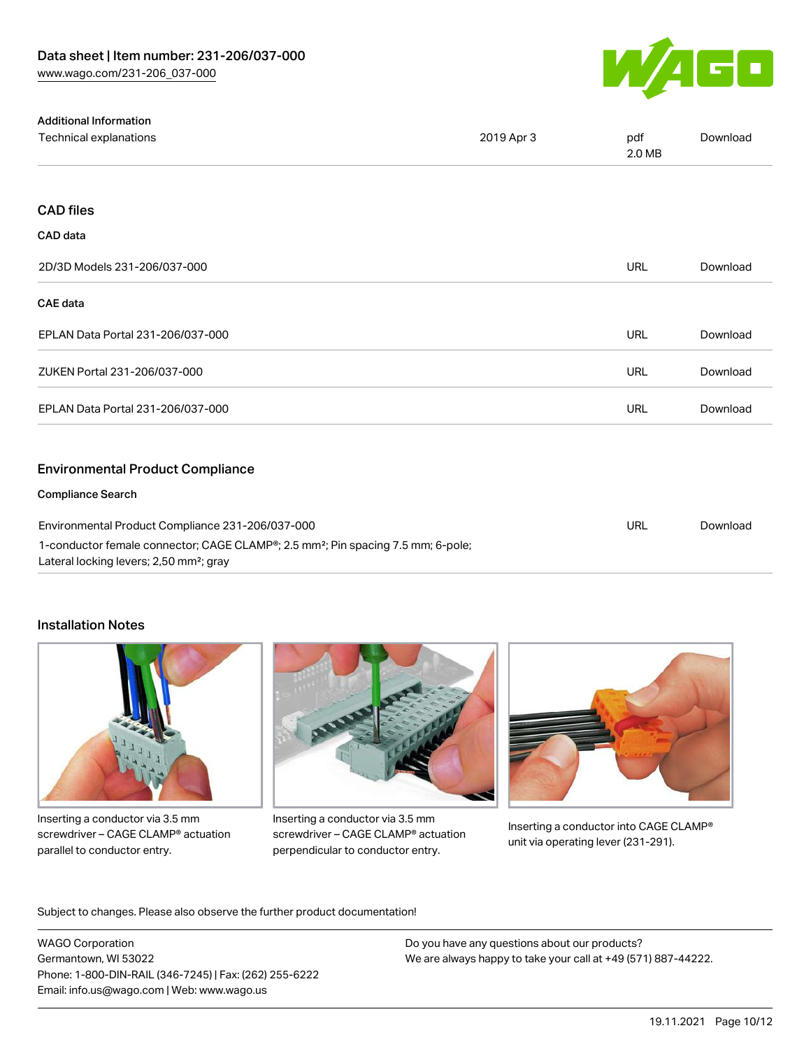| Additional Information | | | |
| --- | --- | --- | --- |
| Technical explanations | 2019 Apr 3 | pdf 2.0 MB | Download |

## CAD files

### CAD data

| | | |
| --- | --- | --- |
| 2D/3D Models 231-206/037-000 | URL | Download |

### CAE data

| | | |
| --- | --- | --- |
| EPLAN Data Portal 231-206/037-000 | URL | Download |
| ZUKEN Portal 231-206/037-000 | URL | Download |
| EPLAN Data Portal 231-206/037-000 | URL | Download |

## Environmental Product Compliance

### Compliance Search

| | | |
| --- | --- | --- |
| Environmental Product Compliance 231-206/037-000<br>1-conductor female connector; CAGE CLAMP®; 2.5 mm²; Pin spacing 7.5 mm; 6-pole; Lateral locking levers; 2,50 mm²; gray | URL | Download |

## Installation Notes

Inserting a conductor via 3.5 mm screwdriver – CAGE CLAMP® actuation parallel to conductor entry.

Inserting a conductor via 3.5 mm screwdriver – CAGE CLAMP® actuation perpendicular to conductor entry.

Inserting a conductor into CAGE CLAMP® unit via operating lever (231-291).

Subject to changes. Please also observe the further product documentation!

WAGO Corporation
Germantown, WI 53022
Phone: 1-800-DIN-RAIL (346-7245) | Fax: (262) 255-6222
Email: info.us@wago.com | Web: www.wago.us

Do you have any questions about our products?
We are always happy to take your call at +49 (571) 887-44222.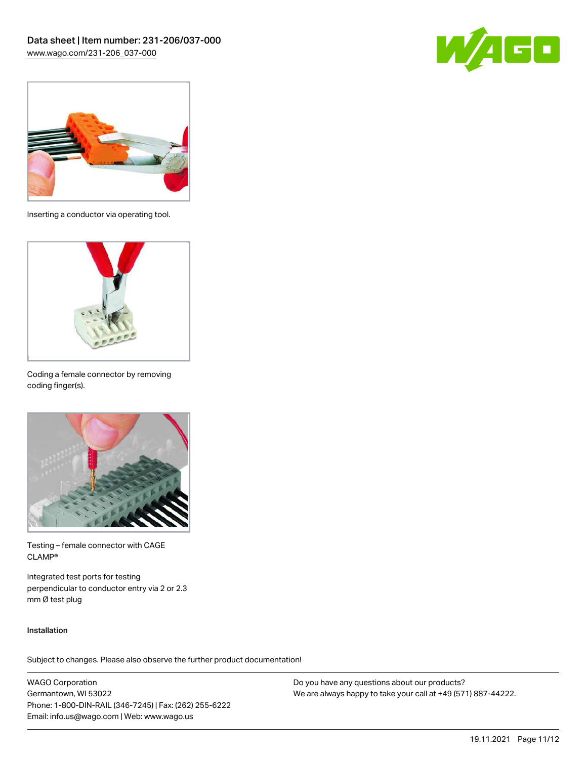Inserting a conductor via operating tool.

Coding a female connector by removing coding finger(s).

Testing – female connector with CAGE CLAMP®

Integrated test ports for testing perpendicular to conductor entry via 2 or 2.3 mm Ø test plug

Installation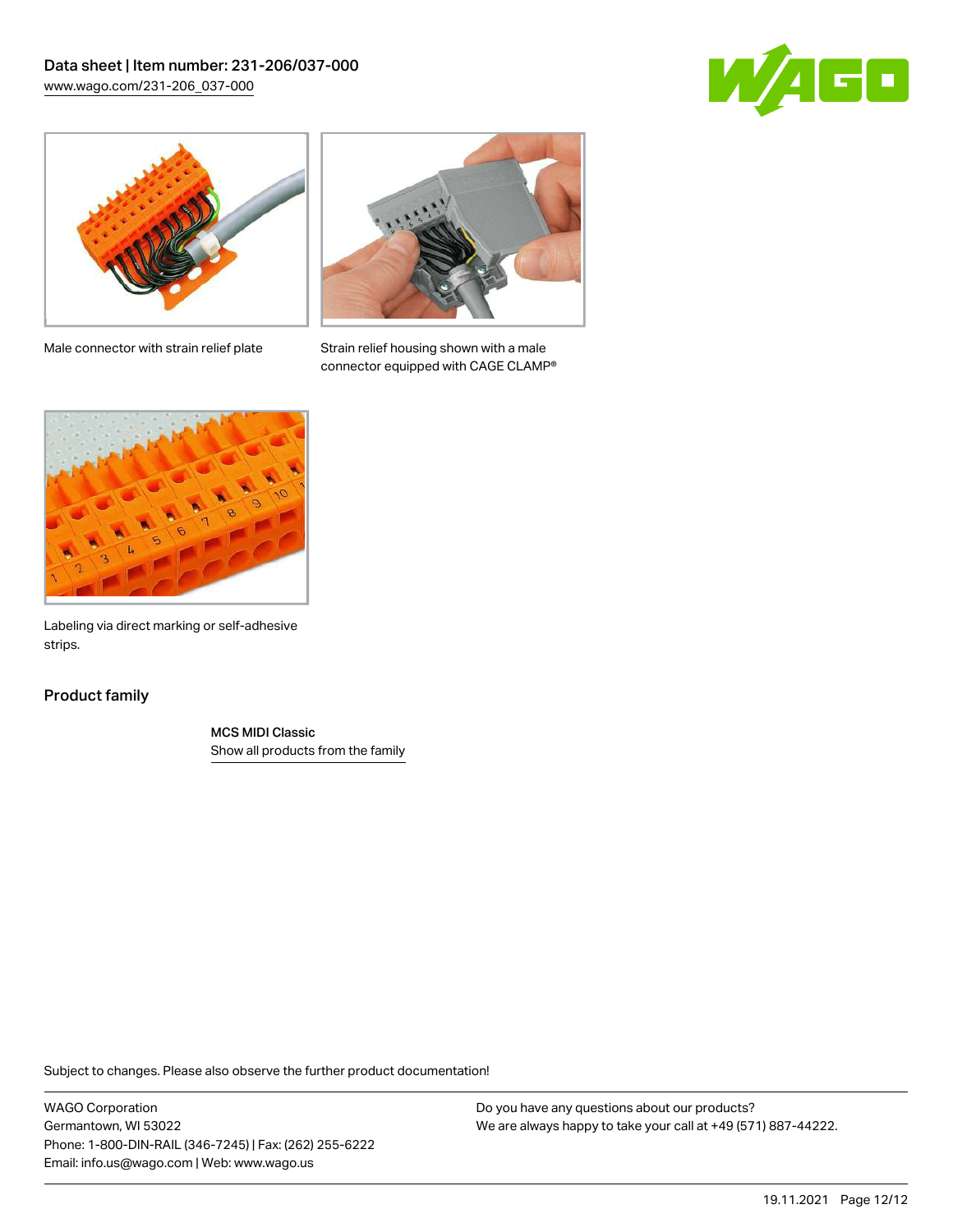Male connector with strain relief plate

Strain relief housing shown with a male connector equipped with CAGE CLAMP®

Labeling via direct marking or self-adhesive strips.

## Product family

MCS MIDI Classic
Show all products from the family

Subject to changes. Please also observe the further product documentation!

WAGO Corporation
Germantown, WI 53022
Phone: 1-800-DIN-RAIL (346-7245) | Fax: (262) 255-6222
Email: info.us@wago.com | Web: www.wago.us

Do you have any questions about our products?
We are always happy to take your call at +49 (571) 887-44222.